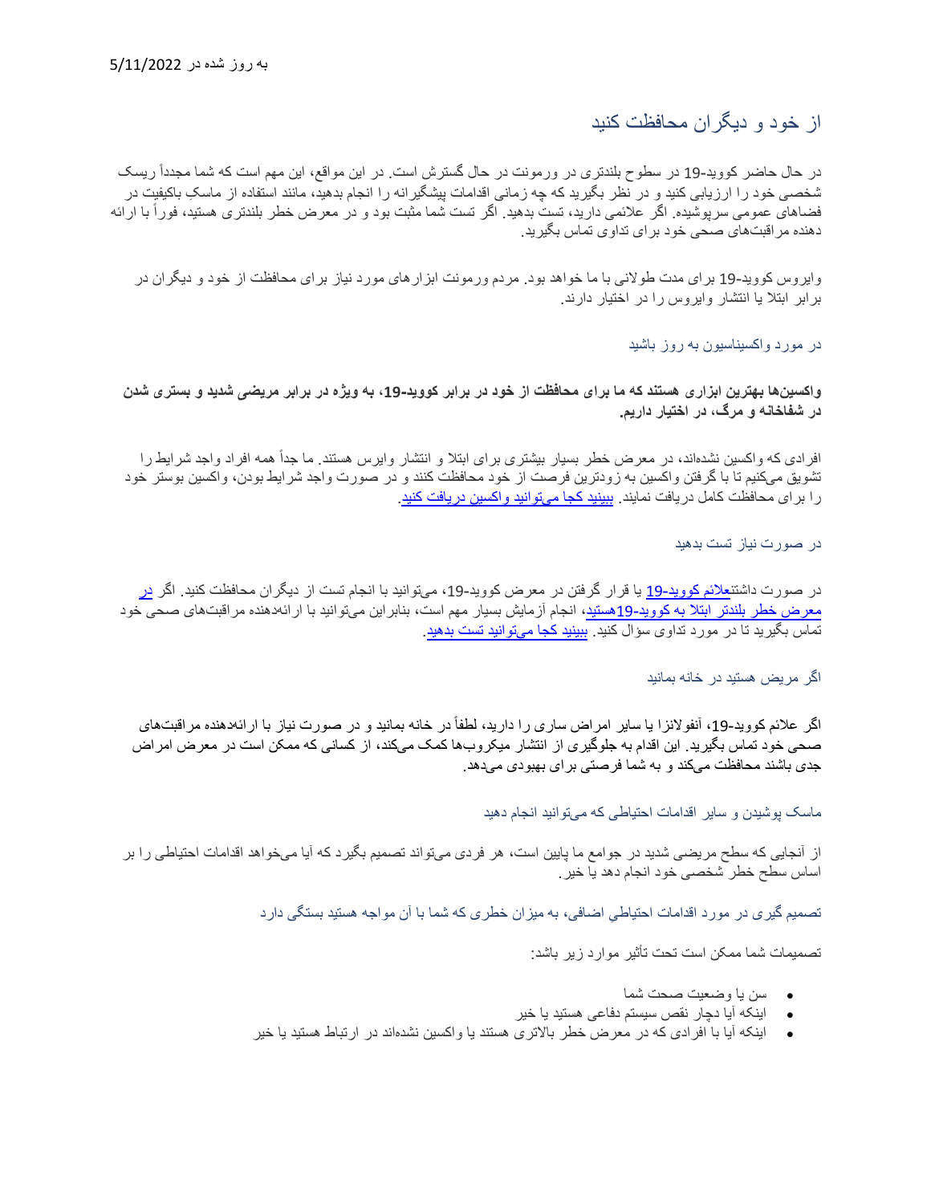به روز شده در 5/11/2022

# از خود و دیگران محافظت کنید

در حال حاضر کووید-19 در سطوح بلندتری در ورمونت در حال گسترش است. در این مواقع، این مهم است که شما مجدداً ریسک شخصی خود را ارزیابی کنید و در نظر بگیرید که چه زمانی اقدامات پیشگیرانه را انجام بدهید، مانند استفاده از ماسک باکیفیت در فضاهای عمومی سرپوشیده. اگر علائمی دارید، تست بدهید. اگر تست شما مثبت بود و در معرض خطر بلندتری هستید، فوراً با ارائه دهنده مراقبت‌های صحی خود برای تداوی تماس بگیرید.

وایروس کووید-19 برای مدت طولانی با ما خواهد بود. مردم ورمونت ابزارهای مورد نیاز برای محافظت از خود و دیگران در برابر ابتلا یا انتشار وایروس را در اختیار دارند.

## در مورد واکسیناسیون به روز باشید

**واکسین‌ها بهترین ابزاری هستند که ما برای محافظت از خود در برابر کووید-19، به ویژه در برابر مریضی شدید و بستری شدن در شفاخانه و مرگ، در اختیار داریم.**

افرادی که واکسین نشده‌اند، در معرض خطر بسیار بیشتری برای ابتلا و انتشار وایرس هستند. ما جداً همه افراد واجد شرایط را تشویق می‌کنیم تا با گرفتن واکسین به زودترین فرصت از خود محافظت کنند و در صورت واجد شرایط بودن، واکسین بوستر خود را برای محافظت کامل دریافت نمایند. [ببینید کجا می‌توانید واکسین دریافت کنید](#).

## در صورت نیاز تست بدهید

در صورت داشتن[علائم کووید-19](#) یا قرار گرفتن در معرض کووید-19، می‌توانید با انجام تست از دیگران محافظت کنید. اگر [در معرض خطر بلندتر ابتلا به کووید-19هستید](#)، انجام آزمایش بسیار مهم است، بنابراین می‌توانید با ارائه‌دهنده مراقبت‌های صحی خود تماس بگیرید تا در مورد تداوی سؤال کنید. [ببینید کجا می‌توانید تست بدهید](#).

## اگر مریض هستید در خانه بمانید

اگر علائم کووید-19، آنفولانزا یا سایر امراض ساری را دارید، لطفاً در خانه بمانید و در صورت نیاز با ارائه‌دهنده مراقبت‌های صحی خود تماس بگیرید. این اقدام به جلوگیری از انتشار میکروب‌ها کمک می‌کند، از کسانی که ممکن است در معرض امراض جدی باشند محافظت می‌کند و به شما فرصتی برای بهبودی می‌دهد.

## ماسک پوشیدن و سایر اقدامات احتیاطی که می‌توانید انجام دهید

از آنجایی که سطح مریضی شدید در جوامع ما پایین است، هر فردی می‌تواند تصمیم بگیرد که آیا می‌خواهد اقدامات احتیاطی را بر اساس سطح خطر شخصی خود انجام دهد یا خیر.

### تصمیم گیری در مورد اقدامات احتیاطی اضافی، به میزان خطری که شما با آن مواجه هستید بستگی دارد

تصمیمات شما ممکن است تحت تأثیر موارد زیر باشد:

- سن یا وضعیت صحت شما
- اینکه آیا دچار نقص سیستم دفاعی هستید یا خیر
- اینکه آیا با افرادی که در معرض خطر بالاتری هستند یا واکسین نشده‌اند در ارتباط هستید یا خیر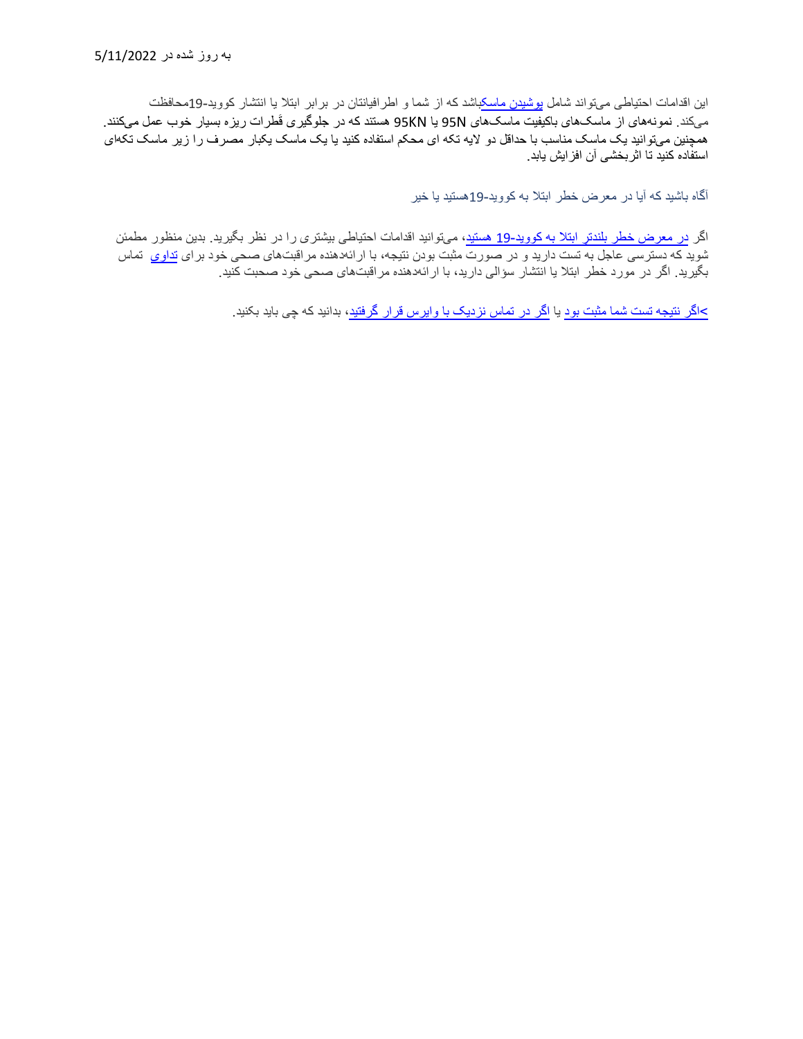به روز شده در 5/11/2022

این اقدامات احتیاطی می‌تواند شامل پوشیدن ماسک‌باشد که از شما و اطرافیانتان در برابر ابتلا یا انتشار کووید-19محافظت می‌کند. نمونه‌های از ماسک‌های باکیفیت ماسک‌های 95N یا 95KN هستند که در جلوگیری قَطرات ریزه بسیار خوب عمل می‌کنند. همچنین می‌توانید یک ماسک مناسب با حداقل دو لایه تکه ای محکم استفاده کنید یا یک ماسک یکبار مصرف را زیر ماسک تکه‌ای استفاده کنید تا اثربخشی آن افزایش یابد.

آگاه باشید که آیا در معرض خطر ابتلا به کووید-19هستید یا خیر

اگر در معرض خطر بلندتر ابتلا به کووید-19 هستید، می‌توانید اقدامات احتیاطی بیشتری را در نظر بگیرید. بدین منظور مطمئن شوید که دسترسی عاجل به تست دارید و در صورت مثبت بودن نتیجه، با ارائه‌دهنده مراقبت‌های صحی خود برای تداوی تماس بگیرید. اگر در مورد خطر ابتلا یا انتشار سؤالی دارید، با ارائه‌دهنده مراقبت‌های صحی خود صحبت کنید.

>اگر نتیجه تست شما مثبت بود یا اگر در تماس نزدیک با وایرس قرار گرفتید، بدانید که چی باید بکنید.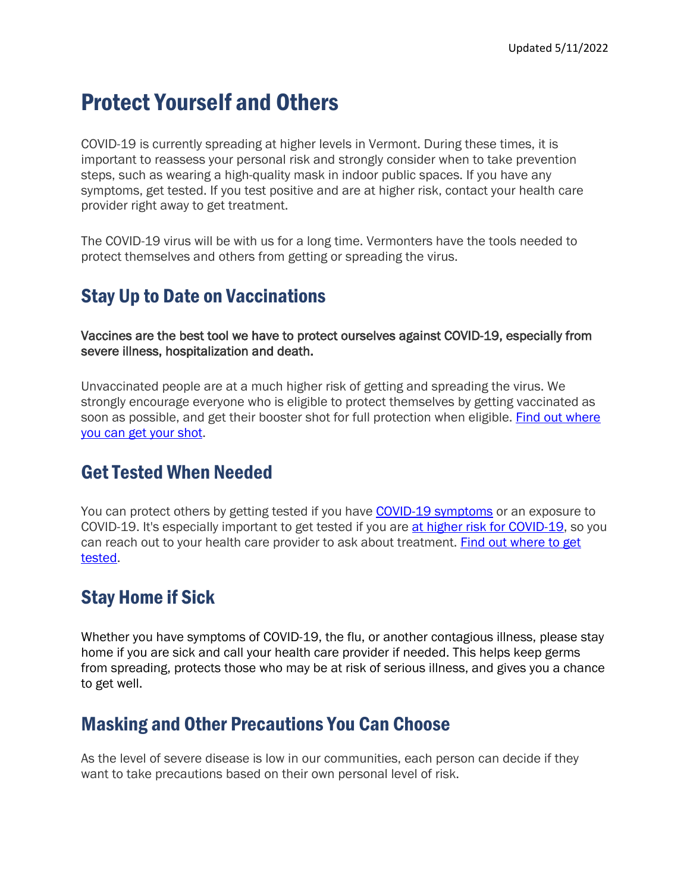Updated 5/11/2022

# Protect Yourself and Others

COVID-19 is currently spreading at higher levels in Vermont. During these times, it is important to reassess your personal risk and strongly consider when to take prevention steps, such as wearing a high-quality mask in indoor public spaces. If you have any symptoms, get tested. If you test positive and are at higher risk, contact your health care provider right away to get treatment.

The COVID-19 virus will be with us for a long time. Vermonters have the tools needed to protect themselves and others from getting or spreading the virus.

## Stay Up to Date on Vaccinations

Vaccines are the best tool we have to protect ourselves against COVID-19, especially from severe illness, hospitalization and death.

Unvaccinated people are at a much higher risk of getting and spreading the virus. We strongly encourage everyone who is eligible to protect themselves by getting vaccinated as soon as possible, and get their booster shot for full protection when eligible. Find out where you can get your shot.

## Get Tested When Needed

You can protect others by getting tested if you have COVID-19 symptoms or an exposure to COVID-19. It's especially important to get tested if you are at higher risk for COVID-19, so you can reach out to your health care provider to ask about treatment. Find out where to get tested.

## Stay Home if Sick

Whether you have symptoms of COVID-19, the flu, or another contagious illness, please stay home if you are sick and call your health care provider if needed. This helps keep germs from spreading, protects those who may be at risk of serious illness, and gives you a chance to get well.

## Masking and Other Precautions You Can Choose

As the level of severe disease is low in our communities, each person can decide if they want to take precautions based on their own personal level of risk.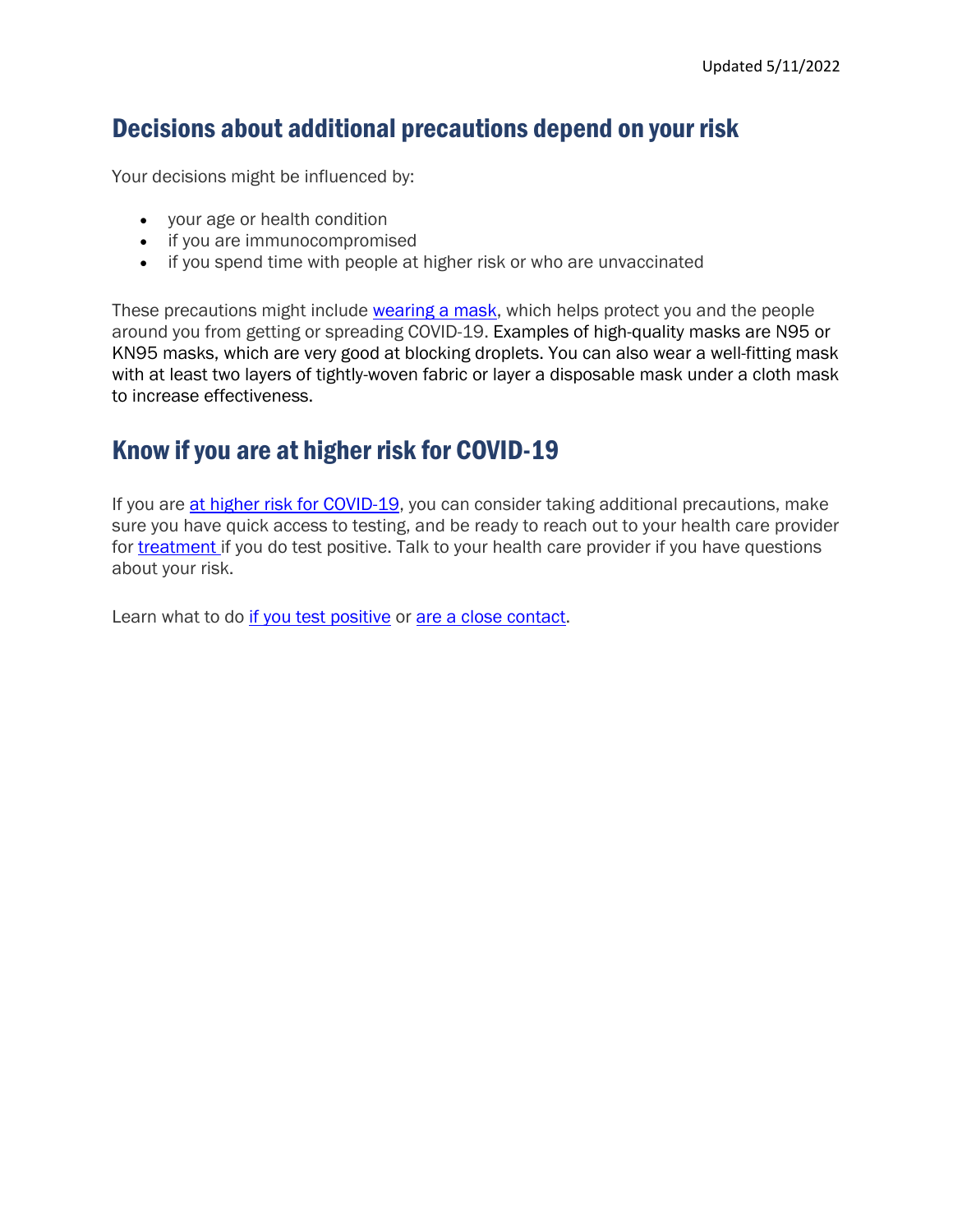Updated 5/11/2022

## Decisions about additional precautions depend on your risk

Your decisions might be influenced by:

- your age or health condition
- if you are immunocompromised
- if you spend time with people at higher risk or who are unvaccinated

These precautions might include wearing a mask, which helps protect you and the people around you from getting or spreading COVID-19. Examples of high-quality masks are N95 or KN95 masks, which are very good at blocking droplets. You can also wear a well-fitting mask with at least two layers of tightly-woven fabric or layer a disposable mask under a cloth mask to increase effectiveness.

## Know if you are at higher risk for COVID-19

If you are at higher risk for COVID-19, you can consider taking additional precautions, make sure you have quick access to testing, and be ready to reach out to your health care provider for treatment if you do test positive. Talk to your health care provider if you have questions about your risk.

Learn what to do if you test positive or are a close contact.